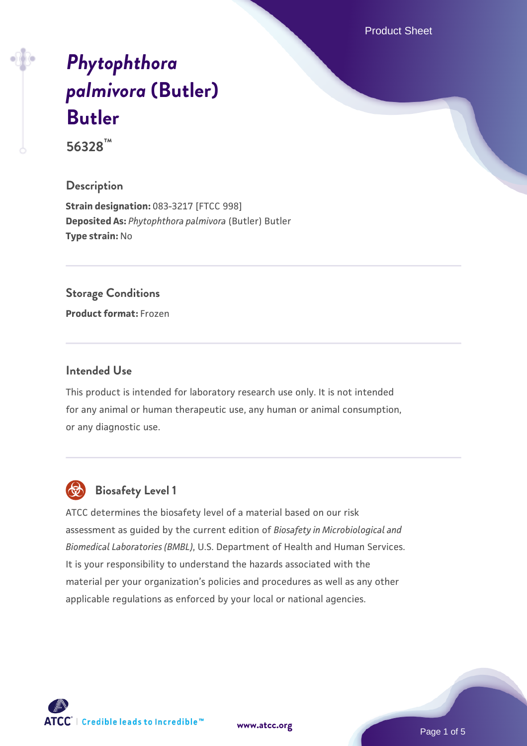# *Phytophthora palmivora* (Butler) Butler

**56328™**

## Description

**Strain designation:** 083-3217 [FTCC 998]
**Deposited As:** *Phytophthora palmivora* (Butler) Butler
**Type strain:** No

## Storage Conditions

**Product format:** Frozen

## Intended Use

This product is intended for laboratory research use only. It is not intended for any animal or human therapeutic use, any human or animal consumption, or any diagnostic use.

## Biosafety Level 1

ATCC determines the biosafety level of a material based on our risk assessment as guided by the current edition of *Biosafety in Microbiological and Biomedical Laboratories (BMBL)*, U.S. Department of Health and Human Services. It is your responsibility to understand the hazards associated with the material per your organization's policies and procedures as well as any other applicable regulations as enforced by your local or national agencies.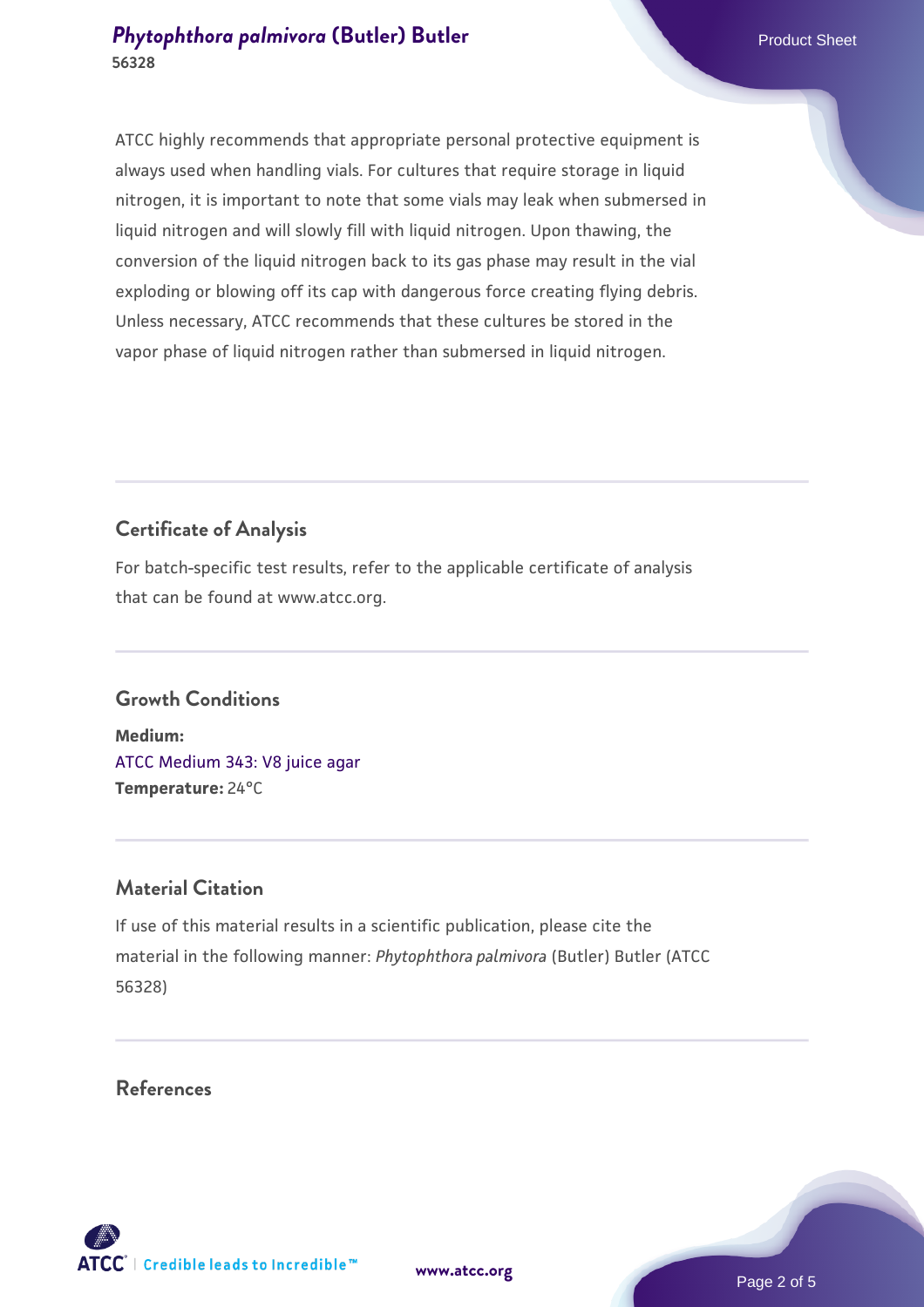ATCC highly recommends that appropriate personal protective equipment is always used when handling vials. For cultures that require storage in liquid nitrogen, it is important to note that some vials may leak when submersed in liquid nitrogen and will slowly fill with liquid nitrogen. Upon thawing, the conversion of the liquid nitrogen back to its gas phase may result in the vial exploding or blowing off its cap with dangerous force creating flying debris. Unless necessary, ATCC recommends that these cultures be stored in the vapor phase of liquid nitrogen rather than submersed in liquid nitrogen.

## Certificate of Analysis

For batch-specific test results, refer to the applicable certificate of analysis that can be found at www.atcc.org.

## Growth Conditions

**Medium:**
ATCC Medium 343: V8 juice agar
**Temperature:** 24°C

## Material Citation

If use of this material results in a scientific publication, please cite the material in the following manner: *Phytophthora palmivora* (Butler) Butler (ATCC 56328)

## References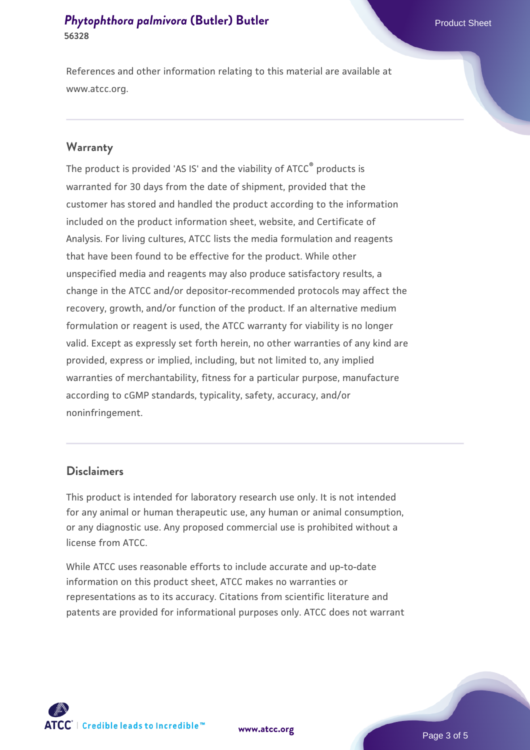References and other information relating to this material are available at www.atcc.org.

## Warranty

The product is provided 'AS IS' and the viability of ATCC® products is warranted for 30 days from the date of shipment, provided that the customer has stored and handled the product according to the information included on the product information sheet, website, and Certificate of Analysis. For living cultures, ATCC lists the media formulation and reagents that have been found to be effective for the product. While other unspecified media and reagents may also produce satisfactory results, a change in the ATCC and/or depositor-recommended protocols may affect the recovery, growth, and/or function of the product. If an alternative medium formulation or reagent is used, the ATCC warranty for viability is no longer valid. Except as expressly set forth herein, no other warranties of any kind are provided, express or implied, including, but not limited to, any implied warranties of merchantability, fitness for a particular purpose, manufacture according to cGMP standards, typicality, safety, accuracy, and/or noninfringement.

## Disclaimers

This product is intended for laboratory research use only. It is not intended for any animal or human therapeutic use, any human or animal consumption, or any diagnostic use. Any proposed commercial use is prohibited without a license from ATCC.

While ATCC uses reasonable efforts to include accurate and up-to-date information on this product sheet, ATCC makes no warranties or representations as to its accuracy. Citations from scientific literature and patents are provided for informational purposes only. ATCC does not warrant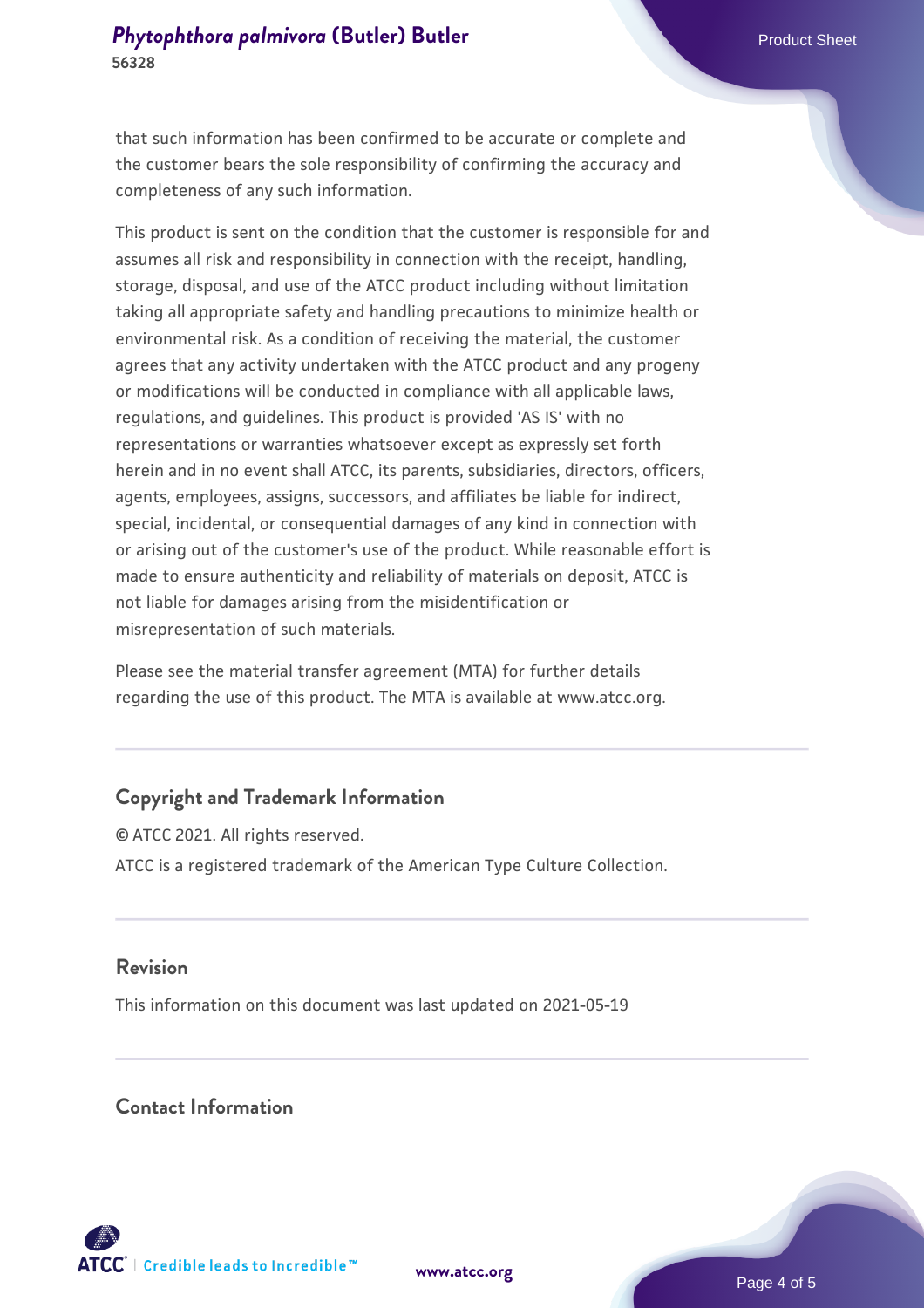that such information has been confirmed to be accurate or complete and the customer bears the sole responsibility of confirming the accuracy and completeness of any such information.

This product is sent on the condition that the customer is responsible for and assumes all risk and responsibility in connection with the receipt, handling, storage, disposal, and use of the ATCC product including without limitation taking all appropriate safety and handling precautions to minimize health or environmental risk. As a condition of receiving the material, the customer agrees that any activity undertaken with the ATCC product and any progeny or modifications will be conducted in compliance with all applicable laws, regulations, and guidelines. This product is provided 'AS IS' with no representations or warranties whatsoever except as expressly set forth herein and in no event shall ATCC, its parents, subsidiaries, directors, officers, agents, employees, assigns, successors, and affiliates be liable for indirect, special, incidental, or consequential damages of any kind in connection with or arising out of the customer's use of the product. While reasonable effort is made to ensure authenticity and reliability of materials on deposit, ATCC is not liable for damages arising from the misidentification or misrepresentation of such materials.

Please see the material transfer agreement (MTA) for further details regarding the use of this product. The MTA is available at www.atcc.org.

## Copyright and Trademark Information

© ATCC 2021. All rights reserved.

ATCC is a registered trademark of the American Type Culture Collection.

## Revision

This information on this document was last updated on 2021-05-19

## Contact Information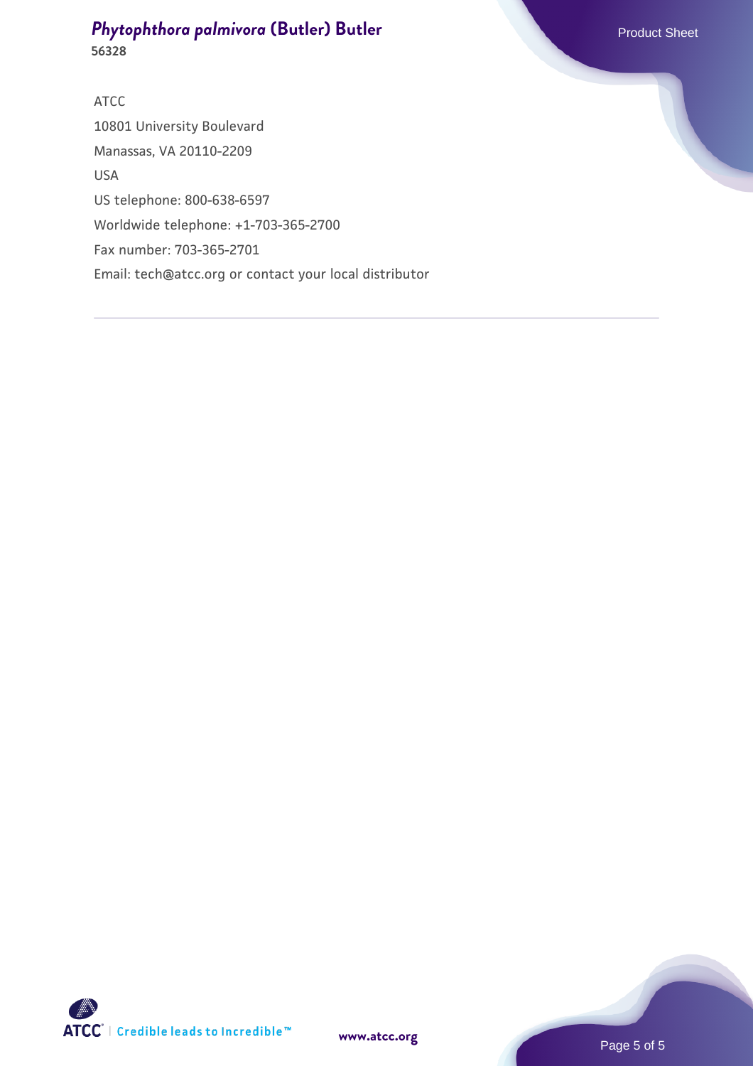ATCC

10801 University Boulevard

Manassas, VA 20110-2209

USA

US telephone: 800-638-6597

Worldwide telephone: +1-703-365-2700

Fax number: 703-365-2701

Email: tech@atcc.org or contact your local distributor